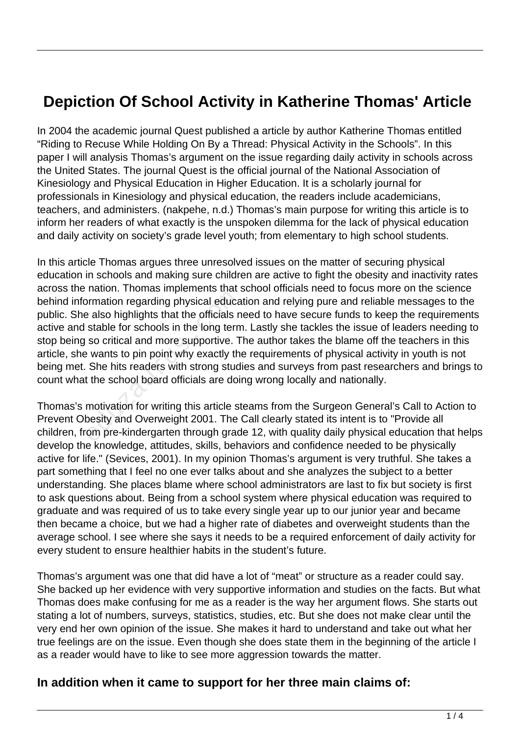# Depiction Of School Activity in Katherine Thomas' Article

In 2004 the academic journal Quest published a article by author Katherine Thomas entitled "Riding to Recuse While Holding On By a Thread: Physical Activity in the Schools". In this paper I will analysis Thomas's argument on the issue regarding daily activity in schools across the United States. The journal Quest is the official journal of the National Association of Kinesiology and Physical Education in Higher Education. It is a scholarly journal for professionals in Kinesiology and physical education, the readers include academicians, teachers, and administers. (nakpehe, n.d.) Thomas's main purpose for writing this article is to inform her readers of what exactly is the unspoken dilemma for the lack of physical education and daily activity on society's grade level youth; from elementary to high school students.

In this article Thomas argues three unresolved issues on the matter of securing physical education in schools and making sure children are active to fight the obesity and inactivity rates across the nation. Thomas implements that school officials need to focus more on the science behind information regarding physical education and relying pure and reliable messages to the public. She also highlights that the officials need to have secure funds to keep the requirements active and stable for schools in the long term. Lastly she tackles the issue of leaders needing to stop being so critical and more supportive. The author takes the blame off the teachers in this article, she wants to pin point why exactly the requirements of physical activity in youth is not being met. She hits readers with strong studies and surveys from past researchers and brings to count what the school board officials are doing wrong locally and nationally.

Thomas's motivation for writing this article steams from the Surgeon General's Call to Action to Prevent Obesity and Overweight 2001. The Call clearly stated its intent is to "Provide all children, from pre-kindergarten through grade 12, with quality daily physical education that helps develop the knowledge, attitudes, skills, behaviors and confidence needed to be physically active for life." (Sevices, 2001). In my opinion Thomas's argument is very truthful. She takes a part something that I feel no one ever talks about and she analyzes the subject to a better understanding. She places blame where school administrators are last to fix but society is first to ask questions about. Being from a school system where physical education was required to graduate and was required of us to take every single year up to our junior year and became then became a choice, but we had a higher rate of diabetes and overweight students than the average school. I see where she says it needs to be a required enforcement of daily activity for every student to ensure healthier habits in the student's future.

Thomas's argument was one that did have a lot of "meat" or structure as a reader could say. She backed up her evidence with very supportive information and studies on the facts. But what Thomas does make confusing for me as a reader is the way her argument flows. She starts out stating a lot of numbers, surveys, statistics, studies, etc. But she does not make clear until the very end her own opinion of the issue. She makes it hard to understand and take out what her true feelings are on the issue. Even though she does state them in the beginning of the article I as a reader would have to like to see more aggression towards the matter.

### In addition when it came to support for her three main claims of: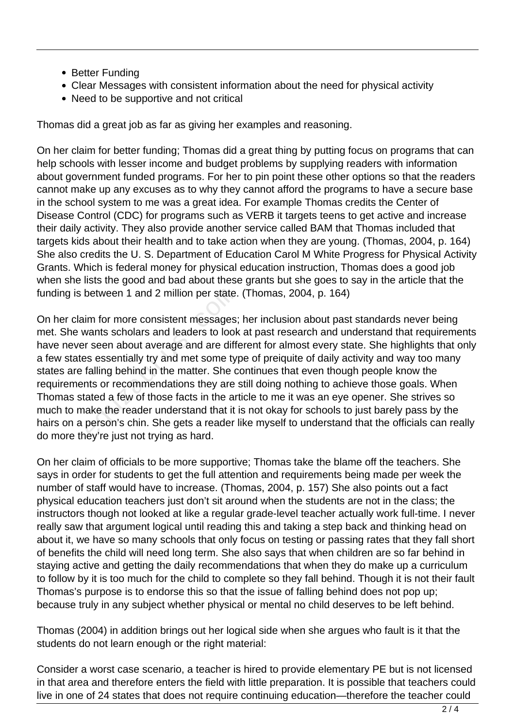- Better Funding
- Clear Messages with consistent information about the need for physical activity
- Need to be supportive and not critical

Thomas did a great job as far as giving her examples and reasoning.

On her claim for better funding; Thomas did a great thing by putting focus on programs that can help schools with lesser income and budget problems by supplying readers with information about government funded programs. For her to pin point these other options so that the readers cannot make up any excuses as to why they cannot afford the programs to have a secure base in the school system to me was a great idea. For example Thomas credits the Center of Disease Control (CDC) for programs such as VERB it targets teens to get active and increase their daily activity. They also provide another service called BAM that Thomas included that targets kids about their health and to take action when they are young. (Thomas, 2004, p. 164) She also credits the U. S. Department of Education Carol M White Progress for Physical Activity Grants. Which is federal money for physical education instruction, Thomas does a good job when she lists the good and bad about these grants but she goes to say in the article that the funding is between 1 and 2 million per state. (Thomas, 2004, p. 164)

On her claim for more consistent messages; her inclusion about past standards never being met. She wants scholars and leaders to look at past research and understand that requirements have never seen about average and are different for almost every state. She highlights that only a few states essentially try and met some type of preiquite of daily activity and way too many states are falling behind in the matter. She continues that even though people know the requirements or recommendations they are still doing nothing to achieve those goals. When Thomas stated a few of those facts in the article to me it was an eye opener. She strives so much to make the reader understand that it is not okay for schools to just barely pass by the hairs on a person's chin. She gets a reader like myself to understand that the officials can really do more they're just not trying as hard.

On her claim of officials to be more supportive; Thomas take the blame off the teachers. She says in order for students to get the full attention and requirements being made per week the number of staff would have to increase. (Thomas, 2004, p. 157) She also points out a fact physical education teachers just don't sit around when the students are not in the class; the instructors though not looked at like a regular grade-level teacher actually work full-time. I never really saw that argument logical until reading this and taking a step back and thinking head on about it, we have so many schools that only focus on testing or passing rates that they fall short of benefits the child will need long term. She also says that when children are so far behind in staying active and getting the daily recommendations that when they do make up a curriculum to follow by it is too much for the child to complete so they fall behind. Though it is not their fault Thomas's purpose is to endorse this so that the issue of falling behind does not pop up; because truly in any subject whether physical or mental no child deserves to be left behind.

Thomas (2004) in addition brings out her logical side when she argues who fault is it that the students do not learn enough or the right material:

Consider a worst case scenario, a teacher is hired to provide elementary PE but is not licensed in that area and therefore enters the field with little preparation. It is possible that teachers could live in one of 24 states that does not require continuing education—therefore the teacher could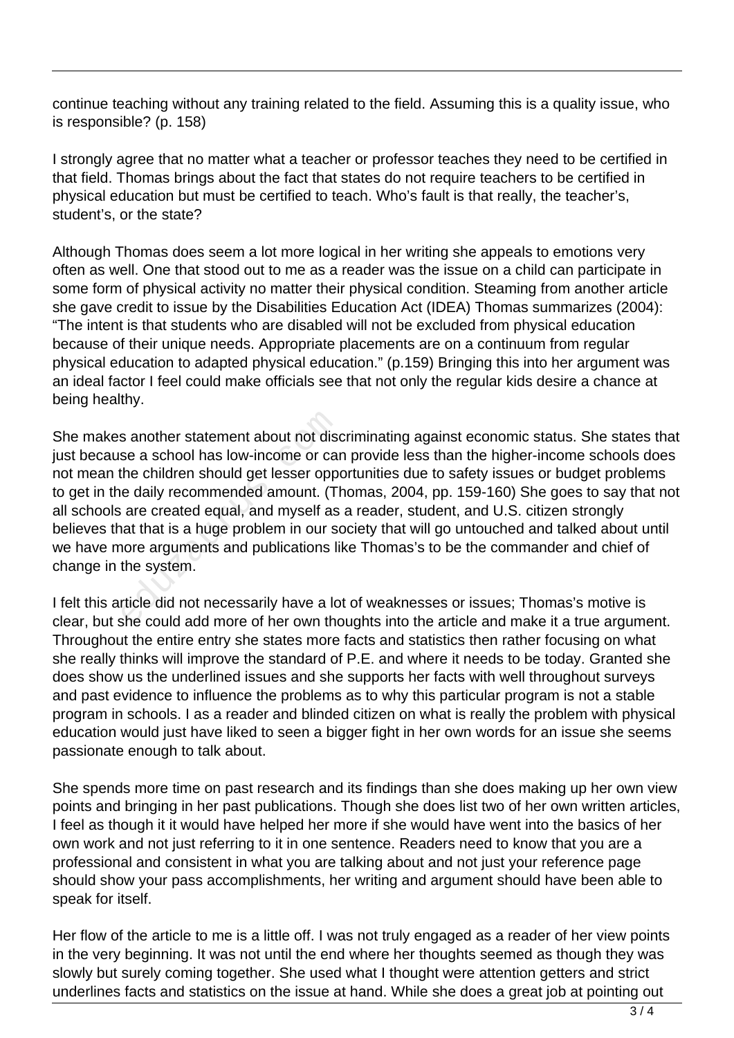continue teaching without any training related to the field. Assuming this is a quality issue, who is responsible? (p. 158)

I strongly agree that no matter what a teacher or professor teaches they need to be certified in that field. Thomas brings about the fact that states do not require teachers to be certified in physical education but must be certified to teach. Who's fault is that really, the teacher's, student's, or the state?

Although Thomas does seem a lot more logical in her writing she appeals to emotions very often as well. One that stood out to me as a reader was the issue on a child can participate in some form of physical activity no matter their physical condition. Steaming from another article she gave credit to issue by the Disabilities Education Act (IDEA) Thomas summarizes (2004): "The intent is that students who are disabled will not be excluded from physical education because of their unique needs. Appropriate placements are on a continuum from regular physical education to adapted physical education." (p.159) Bringing this into her argument was an ideal factor I feel could make officials see that not only the regular kids desire a chance at being healthy.

She makes another statement about not discriminating against economic status. She states that just because a school has low-income or can provide less than the higher-income schools does not mean the children should get lesser opportunities due to safety issues or budget problems to get in the daily recommended amount. (Thomas, 2004, pp. 159-160) She goes to say that not all schools are created equal, and myself as a reader, student, and U.S. citizen strongly believes that that is a huge problem in our society that will go untouched and talked about until we have more arguments and publications like Thomas's to be the commander and chief of change in the system.

I felt this article did not necessarily have a lot of weaknesses or issues; Thomas's motive is clear, but she could add more of her own thoughts into the article and make it a true argument. Throughout the entire entry she states more facts and statistics then rather focusing on what she really thinks will improve the standard of P.E. and where it needs to be today. Granted she does show us the underlined issues and she supports her facts with well throughout surveys and past evidence to influence the problems as to why this particular program is not a stable program in schools. I as a reader and blinded citizen on what is really the problem with physical education would just have liked to seen a bigger fight in her own words for an issue she seems passionate enough to talk about.

She spends more time on past research and its findings than she does making up her own view points and bringing in her past publications. Though she does list two of her own written articles, I feel as though it it would have helped her more if she would have went into the basics of her own work and not just referring to it in one sentence. Readers need to know that you are a professional and consistent in what you are talking about and not just your reference page should show your pass accomplishments, her writing and argument should have been able to speak for itself.

Her flow of the article to me is a little off. I was not truly engaged as a reader of her view points in the very beginning. It was not until the end where her thoughts seemed as though they was slowly but surely coming together. She used what I thought were attention getters and strict underlines facts and statistics on the issue at hand. While she does a great job at pointing out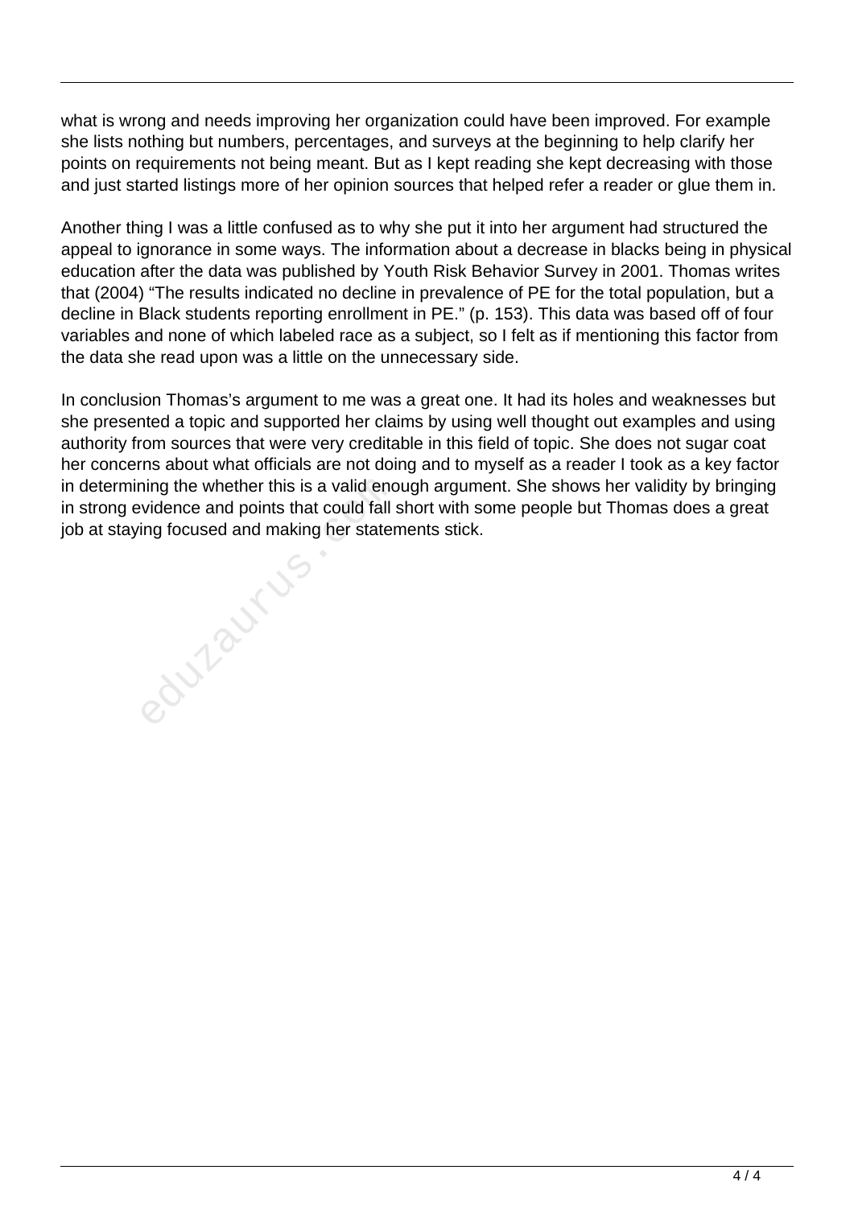what is wrong and needs improving her organization could have been improved. For example she lists nothing but numbers, percentages, and surveys at the beginning to help clarify her points on requirements not being meant. But as I kept reading she kept decreasing with those and just started listings more of her opinion sources that helped refer a reader or glue them in.

Another thing I was a little confused as to why she put it into her argument had structured the appeal to ignorance in some ways. The information about a decrease in blacks being in physical education after the data was published by Youth Risk Behavior Survey in 2001. Thomas writes that (2004) "The results indicated no decline in prevalence of PE for the total population, but a decline in Black students reporting enrollment in PE." (p. 153). This data was based off of four variables and none of which labeled race as a subject, so I felt as if mentioning this factor from the data she read upon was a little on the unnecessary side.

In conclusion Thomas's argument to me was a great one. It had its holes and weaknesses but she presented a topic and supported her claims by using well thought out examples and using authority from sources that were very creditable in this field of topic. She does not sugar coat her concerns about what officials are not doing and to myself as a reader I took as a key factor in determining the whether this is a valid enough argument. She shows her validity by bringing in strong evidence and points that could fall short with some people but Thomas does a great job at staying focused and making her statements stick.